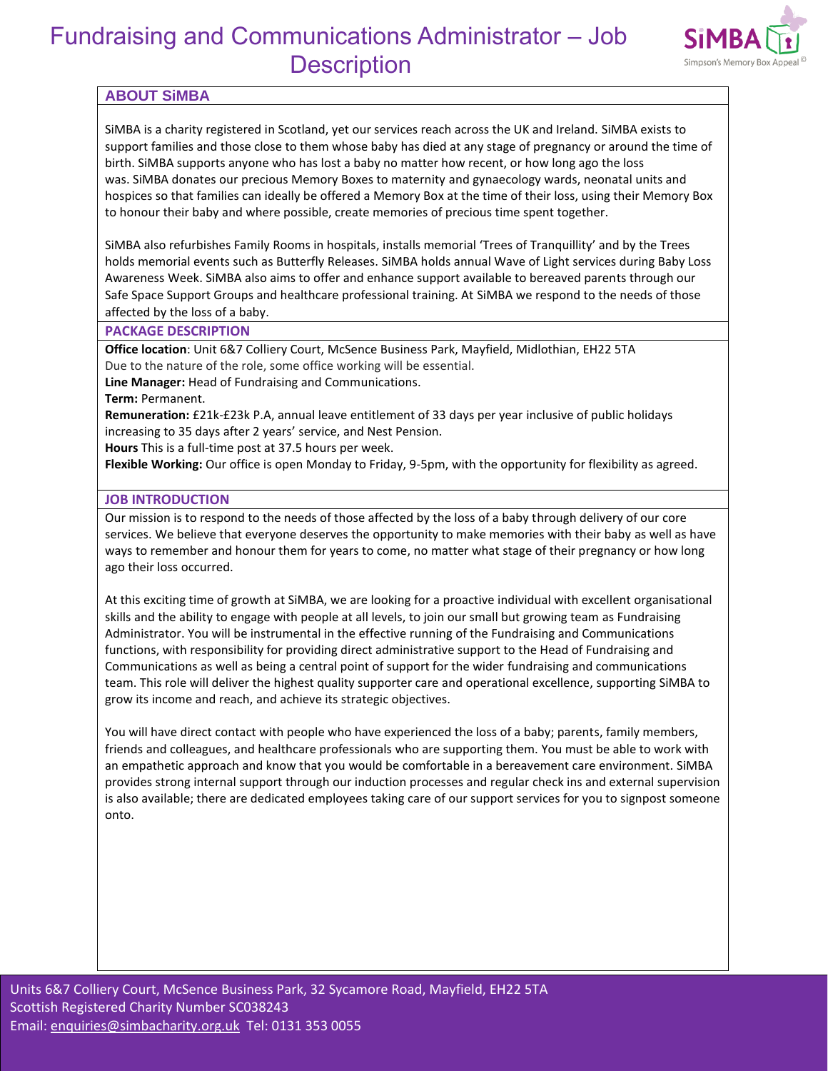# Fundraising and Communications Administrator – Job Description

## ABOUT SiMBA

SiMBA is a charity registered in Scotland, yet our services reach across the UK and Ireland. SiMBA exists to support families and those close to them whose baby has died at any stage of pregnancy or around the time of birth. SiMBA supports anyone who has lost a baby no matter how recent, or how long ago the loss was. SiMBA donates our precious Memory Boxes to maternity and gynaecology wards, neonatal units and hospices so that families can ideally be offered a Memory Box at the time of their loss, using their Memory Box to honour their baby and where possible, create memories of precious time spent together.

SiMBA also refurbishes Family Rooms in hospitals, installs memorial 'Trees of Tranquillity' and by the Trees holds memorial events such as Butterfly Releases. SiMBA holds annual Wave of Light services during Baby Loss Awareness Week. SiMBA also aims to offer and enhance support available to bereaved parents through our Safe Space Support Groups and healthcare professional training. At SiMBA we respond to the needs of those affected by the loss of a baby.

## PACKAGE DESCRIPTION

**Office location**: Unit 6&7 Colliery Court, McSence Business Park, Mayfield, Midlothian, EH22 5TA
Due to the nature of the role, some office working will be essential.

**Line Manager:** Head of Fundraising and Communications.

**Term:** Permanent.

**Remuneration:** £21k-£23k P.A, annual leave entitlement of 33 days per year inclusive of public holidays increasing to 35 days after 2 years' service, and Nest Pension.

**Hours** This is a full-time post at 37.5 hours per week.

**Flexible Working:** Our office is open Monday to Friday, 9-5pm, with the opportunity for flexibility as agreed.

## JOB INTRODUCTION

Our mission is to respond to the needs of those affected by the loss of a baby through delivery of our core services. We believe that everyone deserves the opportunity to make memories with their baby as well as have ways to remember and honour them for years to come, no matter what stage of their pregnancy or how long ago their loss occurred.

At this exciting time of growth at SiMBA, we are looking for a proactive individual with excellent organisational skills and the ability to engage with people at all levels, to join our small but growing team as Fundraising Administrator. You will be instrumental in the effective running of the Fundraising and Communications functions, with responsibility for providing direct administrative support to the Head of Fundraising and Communications as well as being a central point of support for the wider fundraising and communications team. This role will deliver the highest quality supporter care and operational excellence, supporting SiMBA to grow its income and reach, and achieve its strategic objectives.

You will have direct contact with people who have experienced the loss of a baby; parents, family members, friends and colleagues, and healthcare professionals who are supporting them. You must be able to work with an empathetic approach and know that you would be comfortable in a bereavement care environment. SiMBA provides strong internal support through our induction processes and regular check ins and external supervision is also available; there are dedicated employees taking care of our support services for you to signpost someone onto.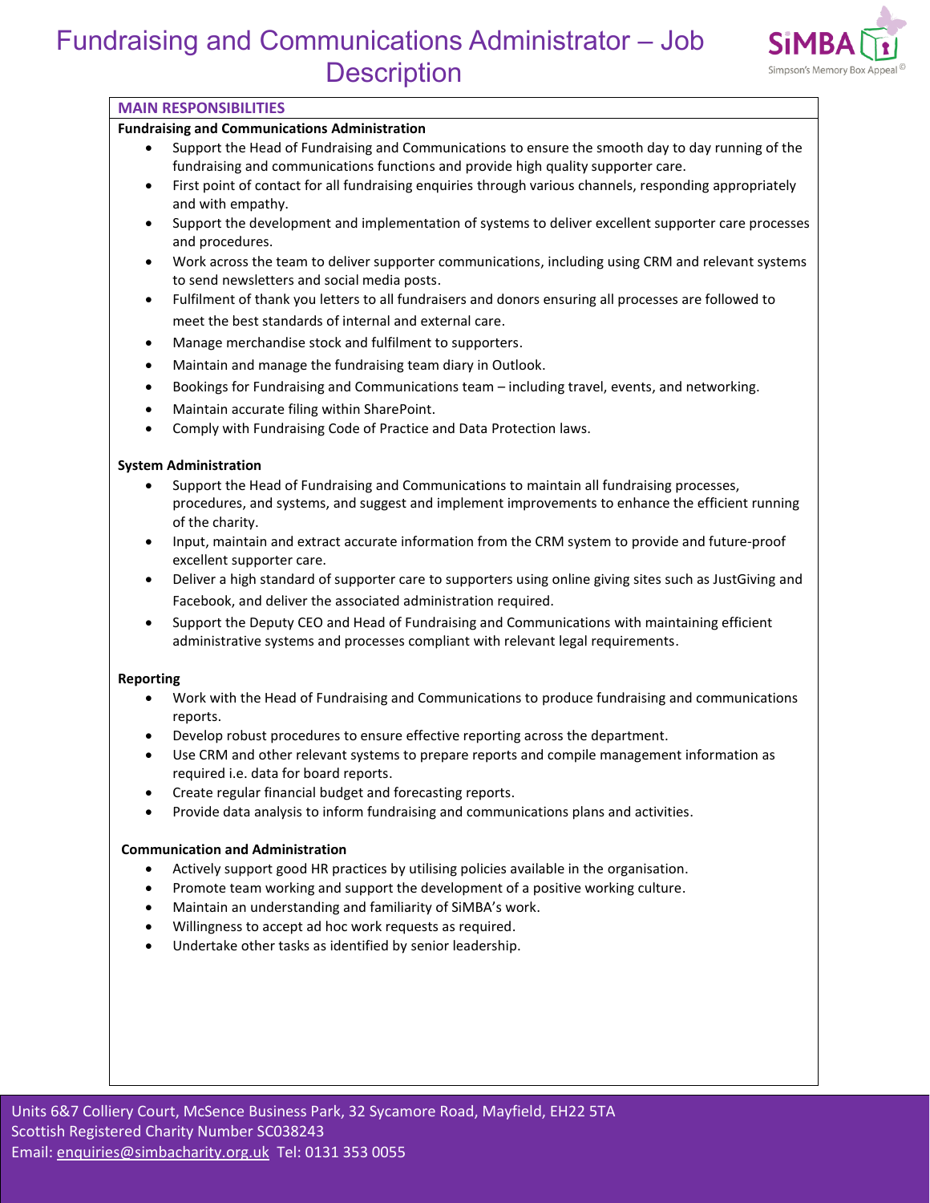# Fundraising and Communications Administrator – Job Description

## MAIN RESPONSIBILITIES

### Fundraising and Communications Administration

- Support the Head of Fundraising and Communications to ensure the smooth day to day running of the fundraising and communications functions and provide high quality supporter care.
- First point of contact for all fundraising enquiries through various channels, responding appropriately and with empathy.
- Support the development and implementation of systems to deliver excellent supporter care processes and procedures.
- Work across the team to deliver supporter communications, including using CRM and relevant systems to send newsletters and social media posts.
- Fulfilment of thank you letters to all fundraisers and donors ensuring all processes are followed to meet the best standards of internal and external care.
- Manage merchandise stock and fulfilment to supporters.
- Maintain and manage the fundraising team diary in Outlook.
- Bookings for Fundraising and Communications team – including travel, events, and networking.
- Maintain accurate filing within SharePoint.
- Comply with Fundraising Code of Practice and Data Protection laws.

### System Administration

- Support the Head of Fundraising and Communications to maintain all fundraising processes, procedures, and systems, and suggest and implement improvements to enhance the efficient running of the charity.
- Input, maintain and extract accurate information from the CRM system to provide and future-proof excellent supporter care.
- Deliver a high standard of supporter care to supporters using online giving sites such as JustGiving and Facebook, and deliver the associated administration required.
- Support the Deputy CEO and Head of Fundraising and Communications with maintaining efficient administrative systems and processes compliant with relevant legal requirements.

### Reporting

- Work with the Head of Fundraising and Communications to produce fundraising and communications reports.
- Develop robust procedures to ensure effective reporting across the department.
- Use CRM and other relevant systems to prepare reports and compile management information as required i.e. data for board reports.
- Create regular financial budget and forecasting reports.
- Provide data analysis to inform fundraising and communications plans and activities.

### Communication and Administration

- Actively support good HR practices by utilising policies available in the organisation.
- Promote team working and support the development of a positive working culture.
- Maintain an understanding and familiarity of SiMBA's work.
- Willingness to accept ad hoc work requests as required.
- Undertake other tasks as identified by senior leadership.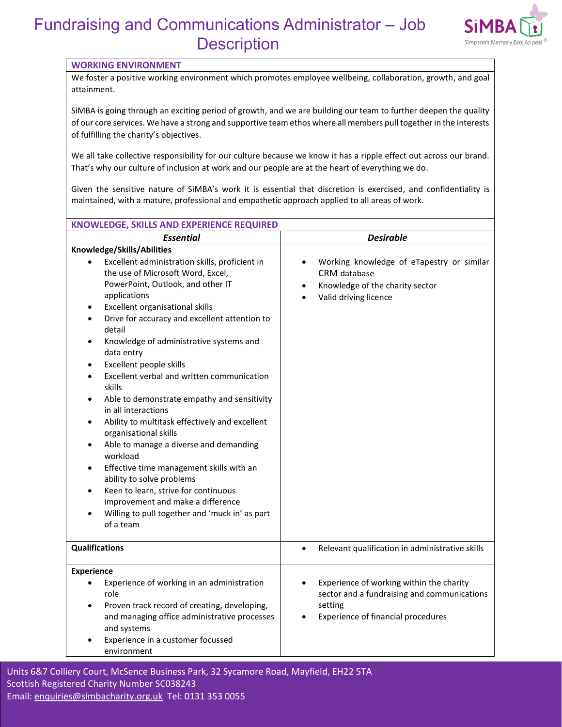# Fundraising and Communications Administrator – Job Description

## WORKING ENVIRONMENT

We foster a positive working environment which promotes employee wellbeing, collaboration, growth, and goal attainment.

SiMBA is going through an exciting period of growth, and we are building our team to further deepen the quality of our core services. We have a strong and supportive team ethos where all members pull together in the interests of fulfilling the charity's objectives.

We all take collective responsibility for our culture because we know it has a ripple effect out across our brand. That's why our culture of inclusion at work and our people are at the heart of everything we do.

Given the sensitive nature of SiMBA's work it is essential that discretion is exercised, and confidentiality is maintained, with a mature, professional and empathetic approach applied to all areas of work.

## KNOWLEDGE, SKILLS AND EXPERIENCE REQUIRED

| ***Essential*** | ***Desirable*** |
|---|---|
| **Knowledge/Skills/Abilities**<br>• Excellent administration skills, proficient in the use of Microsoft Word, Excel, PowerPoint, Outlook, and other IT applications<br>• Excellent organisational skills<br>• Drive for accuracy and excellent attention to detail<br>• Knowledge of administrative systems and data entry<br>• Excellent people skills<br>• Excellent verbal and written communication skills<br>• Able to demonstrate empathy and sensitivity in all interactions<br>• Ability to multitask effectively and excellent organisational skills<br>• Able to manage a diverse and demanding workload<br>• Effective time management skills with an ability to solve problems<br>• Keen to learn, strive for continuous improvement and make a difference<br>• Willing to pull together and 'muck in' as part of a team | • Working knowledge of eTapestry or similar CRM database<br>• Knowledge of the charity sector<br>• Valid driving licence |
| **Qualifications** | • Relevant qualification in administrative skills |
| **Experience**<br>• Experience of working in an administration role<br>• Proven track record of creating, developing, and managing office administrative processes and systems<br>• Experience in a customer focussed environment | • Experience of working within the charity sector and a fundraising and communications setting<br>• Experience of financial procedures |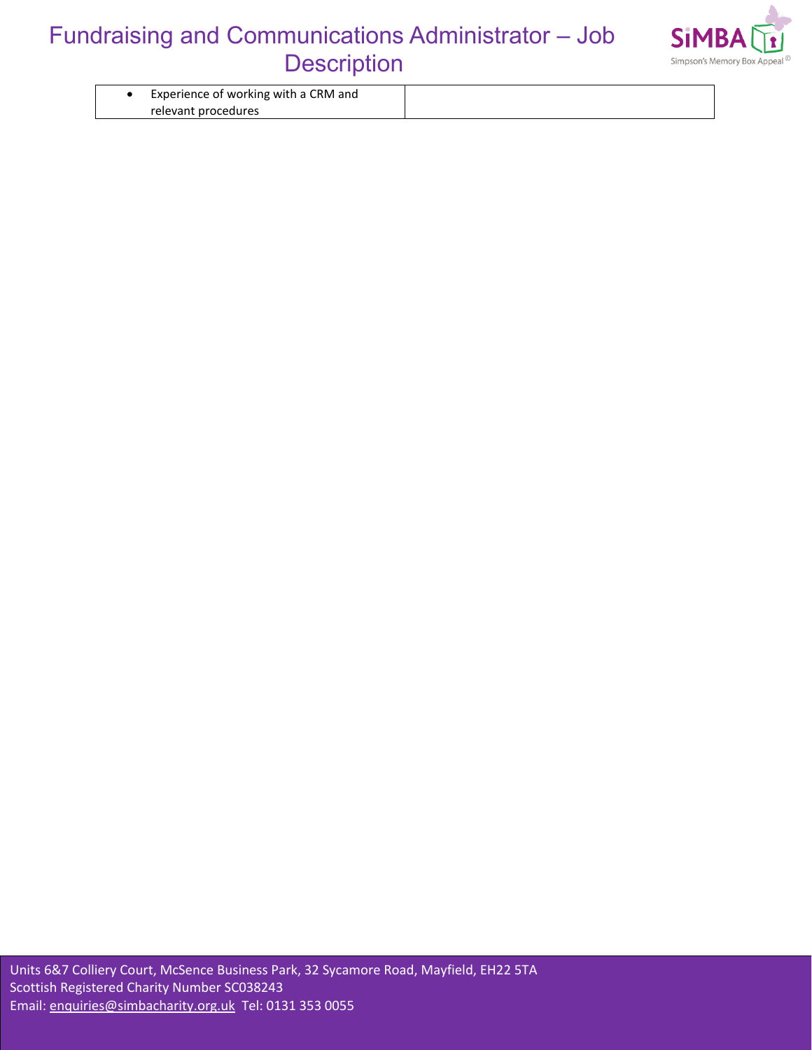| | |
|---|---|
| • Experience of working with a CRM and relevant procedures | |